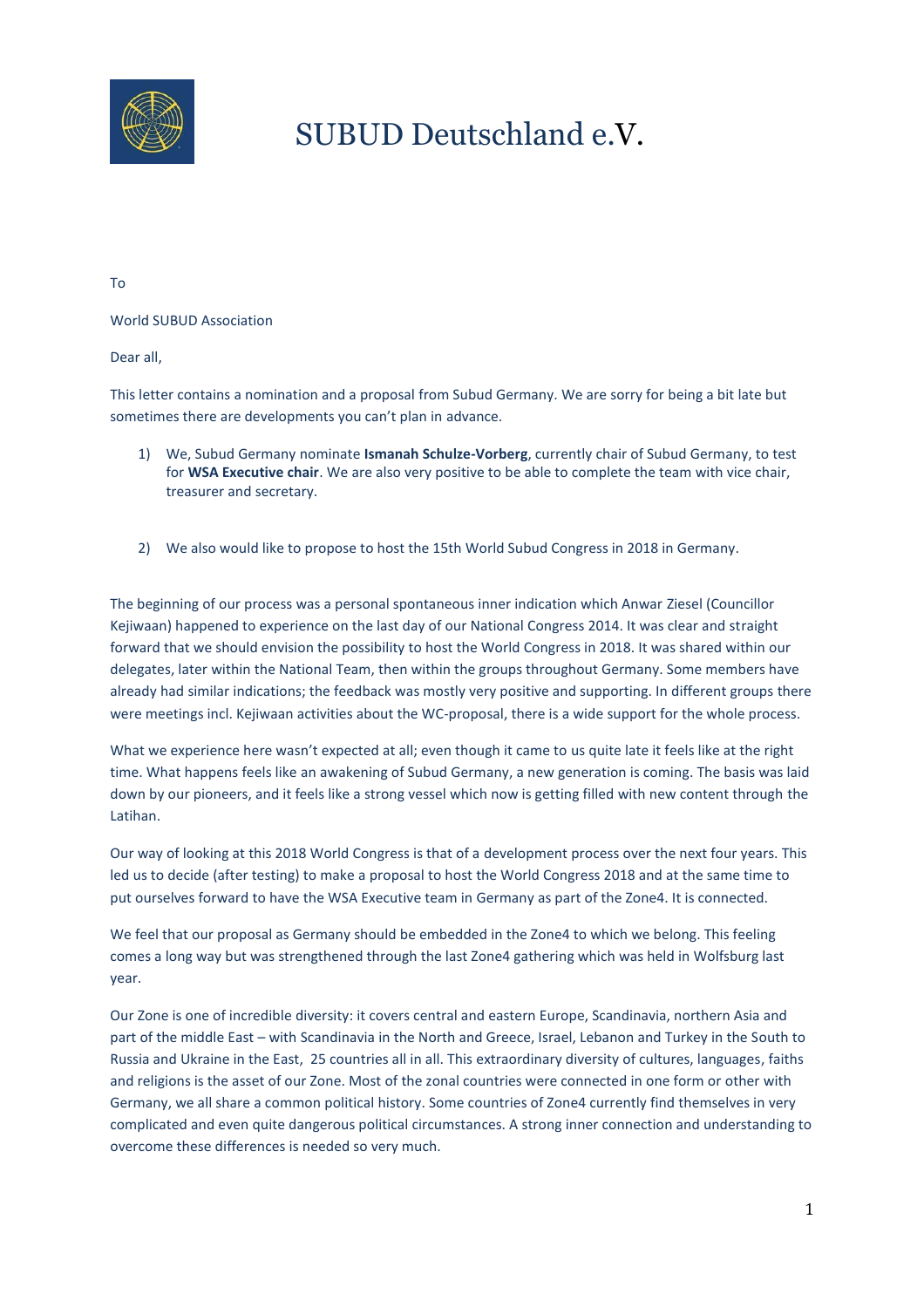# SUBUD Deutschland e.V.

To

World SUBUD Association

Dear all,

This letter contains a nomination and a proposal from Subud Germany. We are sorry for being a bit late but sometimes there are developments you can't plan in advance.

1) We, Subud Germany nominate **Ismanah Schulze-Vorberg**, currently chair of Subud Germany, to test for **WSA Executive chair**. We are also very positive to be able to complete the team with vice chair, treasurer and secretary.

2) We also would like to propose to host the 15th World Subud Congress in 2018 in Germany.

The beginning of our process was a personal spontaneous inner indication which Anwar Ziesel (Councillor Kejiwaan) happened to experience on the last day of our National Congress 2014. It was clear and straight forward that we should envision the possibility to host the World Congress in 2018. It was shared within our delegates, later within the National Team, then within the groups throughout Germany. Some members have already had similar indications; the feedback was mostly very positive and supporting. In different groups there were meetings incl. Kejiwaan activities about the WC-proposal, there is a wide support for the whole process.

What we experience here wasn't expected at all; even though it came to us quite late it feels like at the right time. What happens feels like an awakening of Subud Germany, a new generation is coming. The basis was laid down by our pioneers, and it feels like a strong vessel which now is getting filled with new content through the Latihan.

Our way of looking at this 2018 World Congress is that of a development process over the next four years. This led us to decide (after testing) to make a proposal to host the World Congress 2018 and at the same time to put ourselves forward to have the WSA Executive team in Germany as part of the Zone4. It is connected.

We feel that our proposal as Germany should be embedded in the Zone4 to which we belong. This feeling comes a long way but was strengthened through the last Zone4 gathering which was held in Wolfsburg last year.

Our Zone is one of incredible diversity: it covers central and eastern Europe, Scandinavia, northern Asia and part of the middle East – with Scandinavia in the North and Greece, Israel, Lebanon and Turkey in the South to Russia and Ukraine in the East, 25 countries all in all. This extraordinary diversity of cultures, languages, faiths and religions is the asset of our Zone. Most of the zonal countries were connected in one form or other with Germany, we all share a common political history. Some countries of Zone4 currently find themselves in very complicated and even quite dangerous political circumstances. A strong inner connection and understanding to overcome these differences is needed so very much.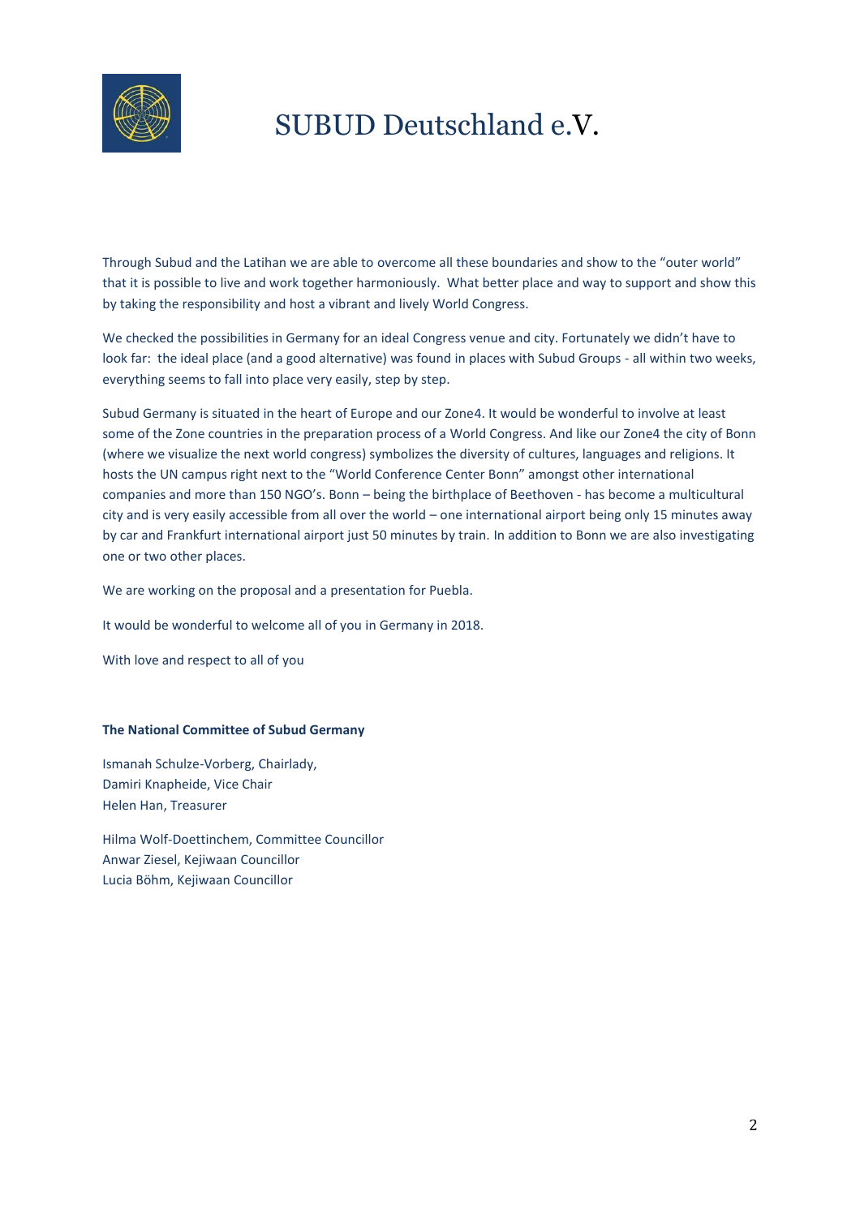# SUBUD Deutschland e.V.

Through Subud and the Latihan we are able to overcome all these boundaries and show to the "outer world" that it is possible to live and work together harmoniously. What better place and way to support and show this by taking the responsibility and host a vibrant and lively World Congress.

We checked the possibilities in Germany for an ideal Congress venue and city. Fortunately we didn't have to look far: the ideal place (and a good alternative) was found in places with Subud Groups - all within two weeks, everything seems to fall into place very easily, step by step.

Subud Germany is situated in the heart of Europe and our Zone4. It would be wonderful to involve at least some of the Zone countries in the preparation process of a World Congress. And like our Zone4 the city of Bonn (where we visualize the next world congress) symbolizes the diversity of cultures, languages and religions. It hosts the UN campus right next to the "World Conference Center Bonn" amongst other international companies and more than 150 NGO's. Bonn – being the birthplace of Beethoven - has become a multicultural city and is very easily accessible from all over the world – one international airport being only 15 minutes away by car and Frankfurt international airport just 50 minutes by train. In addition to Bonn we are also investigating one or two other places.

We are working on the proposal and a presentation for Puebla.

It would be wonderful to welcome all of you in Germany in 2018.

With love and respect to all of you

**The National Committee of Subud Germany**

Ismanah Schulze-Vorberg, Chairlady,
Damiri Knapheide, Vice Chair
Helen Han, Treasurer

Hilma Wolf-Doettinchem, Committee Councillor
Anwar Ziesel, Kejiwaan Councillor
Lucia Böhm, Kejiwaan Councillor